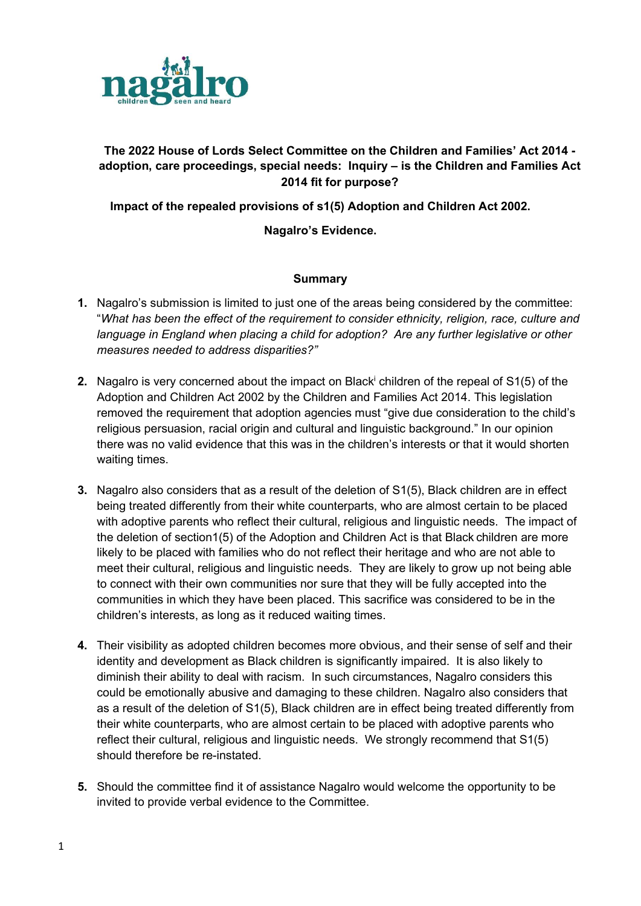**The 2022 House of Lords Select Committee on the Children and Families' Act 2014 - adoption, care proceedings, special needs: Inquiry – is the Children and Families Act 2014 fit for purpose?**

**Impact of the repealed provisions of s1(5) Adoption and Children Act 2002.**

**Nagalro's Evidence.**

## Summary

1. Nagalro's submission is limited to just one of the areas being considered by the committee: "*What has been the effect of the requirement to consider ethnicity, religion, race, culture and language in England when placing a child for adoption? Are any further legislative or other measures needed to address disparities?"*

2. Nagalro is very concerned about the impact on Black[i] children of the repeal of S1(5) of the Adoption and Children Act 2002 by the Children and Families Act 2014. This legislation removed the requirement that adoption agencies must "give due consideration to the child's religious persuasion, racial origin and cultural and linguistic background." In our opinion there was no valid evidence that this was in the children's interests or that it would shorten waiting times.

3. Nagalro also considers that as a result of the deletion of S1(5), Black children are in effect being treated differently from their white counterparts, who are almost certain to be placed with adoptive parents who reflect their cultural, religious and linguistic needs. The impact of the deletion of section1(5) of the Adoption and Children Act is that Black children are more likely to be placed with families who do not reflect their heritage and who are not able to meet their cultural, religious and linguistic needs. They are likely to grow up not being able to connect with their own communities nor sure that they will be fully accepted into the communities in which they have been placed. This sacrifice was considered to be in the children's interests, as long as it reduced waiting times.

4. Their visibility as adopted children becomes more obvious, and their sense of self and their identity and development as Black children is significantly impaired. It is also likely to diminish their ability to deal with racism. In such circumstances, Nagalro considers this could be emotionally abusive and damaging to these children. Nagalro also considers that as a result of the deletion of S1(5), Black children are in effect being treated differently from their white counterparts, who are almost certain to be placed with adoptive parents who reflect their cultural, religious and linguistic needs. We strongly recommend that S1(5) should therefore be re-instated.

5. Should the committee find it of assistance Nagalro would welcome the opportunity to be invited to provide verbal evidence to the Committee.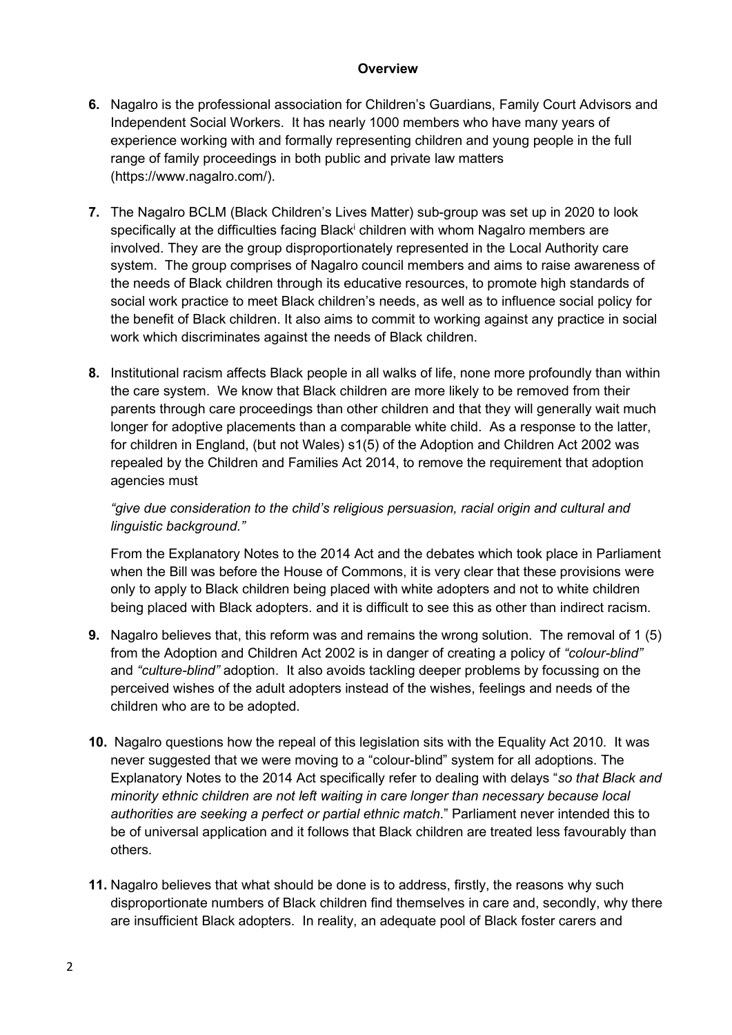**Overview**

**6.** Nagalro is the professional association for Children's Guardians, Family Court Advisors and Independent Social Workers. It has nearly 1000 members who have many years of experience working with and formally representing children and young people in the full range of family proceedings in both public and private law matters (https://www.nagalro.com/).

**7.** The Nagalro BCLM (Black Children's Lives Matter) sub-group was set up in 2020 to look specifically at the difficulties facing Black[i] children with whom Nagalro members are involved. They are the group disproportionately represented in the Local Authority care system. The group comprises of Nagalro council members and aims to raise awareness of the needs of Black children through its educative resources, to promote high standards of social work practice to meet Black children's needs, as well as to influence social policy for the benefit of Black children. It also aims to commit to working against any practice in social work which discriminates against the needs of Black children.

**8.** Institutional racism affects Black people in all walks of life, none more profoundly than within the care system. We know that Black children are more likely to be removed from their parents through care proceedings than other children and that they will generally wait much longer for adoptive placements than a comparable white child. As a response to the latter, for children in England, (but not Wales) s1(5) of the Adoption and Children Act 2002 was repealed by the Children and Families Act 2014, to remove the requirement that adoption agencies must

*"give due consideration to the child's religious persuasion, racial origin and cultural and linguistic background."*

From the Explanatory Notes to the 2014 Act and the debates which took place in Parliament when the Bill was before the House of Commons, it is very clear that these provisions were only to apply to Black children being placed with white adopters and not to white children being placed with Black adopters. and it is difficult to see this as other than indirect racism.

**9.** Nagalro believes that, this reform was and remains the wrong solution. The removal of 1 (5) from the Adoption and Children Act 2002 is in danger of creating a policy of *"colour-blind"* and *"culture-blind"* adoption. It also avoids tackling deeper problems by focussing on the perceived wishes of the adult adopters instead of the wishes, feelings and needs of the children who are to be adopted.

**10.** Nagalro questions how the repeal of this legislation sits with the Equality Act 2010. It was never suggested that we were moving to a "colour-blind" system for all adoptions. The Explanatory Notes to the 2014 Act specifically refer to dealing with delays "*so that Black and minority ethnic children are not left waiting in care longer than necessary because local authorities are seeking a perfect or partial ethnic match*." Parliament never intended this to be of universal application and it follows that Black children are treated less favourably than others.

**11.** Nagalro believes that what should be done is to address, firstly, the reasons why such disproportionate numbers of Black children find themselves in care and, secondly, why there are insufficient Black adopters. In reality, an adequate pool of Black foster carers and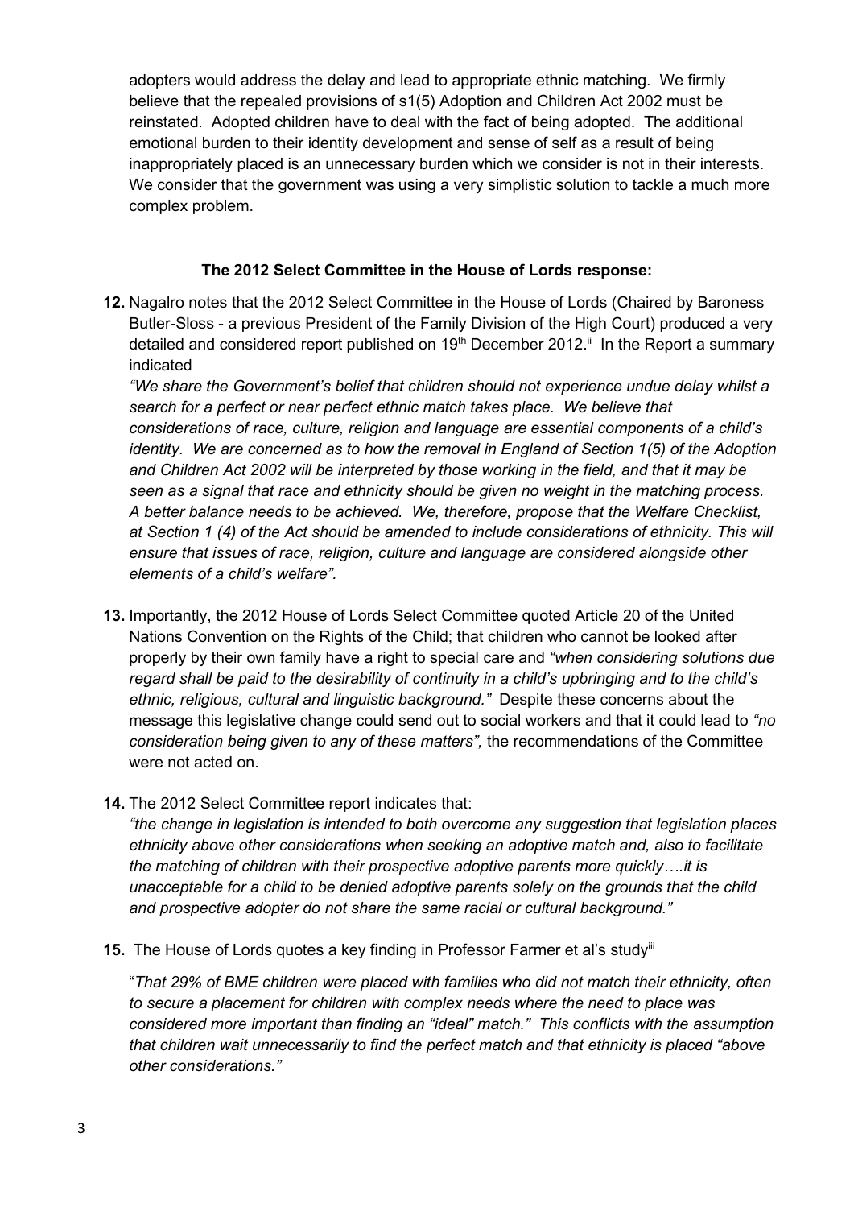adopters would address the delay and lead to appropriate ethnic matching. We firmly believe that the repealed provisions of s1(5) Adoption and Children Act 2002 must be reinstated. Adopted children have to deal with the fact of being adopted. The additional emotional burden to their identity development and sense of self as a result of being inappropriately placed is an unnecessary burden which we consider is not in their interests. We consider that the government was using a very simplistic solution to tackle a much more complex problem.

**The 2012 Select Committee in the House of Lords response:**

**12.** Nagalro notes that the 2012 Select Committee in the House of Lords (Chaired by Baroness Butler-Sloss - a previous President of the Family Division of the High Court) produced a very detailed and considered report published on 19th December 2012.[ii] In the Report a summary indicated
*"We share the Government's belief that children should not experience undue delay whilst a search for a perfect or near perfect ethnic match takes place. We believe that considerations of race, culture, religion and language are essential components of a child's identity. We are concerned as to how the removal in England of Section 1(5) of the Adoption and Children Act 2002 will be interpreted by those working in the field, and that it may be seen as a signal that race and ethnicity should be given no weight in the matching process. A better balance needs to be achieved. We, therefore, propose that the Welfare Checklist, at Section 1 (4) of the Act should be amended to include considerations of ethnicity. This will ensure that issues of race, religion, culture and language are considered alongside other elements of a child's welfare".*

**13.** Importantly, the 2012 House of Lords Select Committee quoted Article 20 of the United Nations Convention on the Rights of the Child; that children who cannot be looked after properly by their own family have a right to special care and *"when considering solutions due regard shall be paid to the desirability of continuity in a child's upbringing and to the child's ethnic, religious, cultural and linguistic background."* Despite these concerns about the message this legislative change could send out to social workers and that it could lead to *"no consideration being given to any of these matters",* the recommendations of the Committee were not acted on.

**14.** The 2012 Select Committee report indicates that:
*"the change in legislation is intended to both overcome any suggestion that legislation places ethnicity above other considerations when seeking an adoptive match and, also to facilitate the matching of children with their prospective adoptive parents more quickly….it is unacceptable for a child to be denied adoptive parents solely on the grounds that the child and prospective adopter do not share the same racial or cultural background."*

**15.** The House of Lords quotes a key finding in Professor Farmer et al's study[iii]

"*That 29% of BME children were placed with families who did not match their ethnicity, often to secure a placement for children with complex needs where the need to place was considered more important than finding an "ideal" match." This conflicts with the assumption that children wait unnecessarily to find the perfect match and that ethnicity is placed "above other considerations."*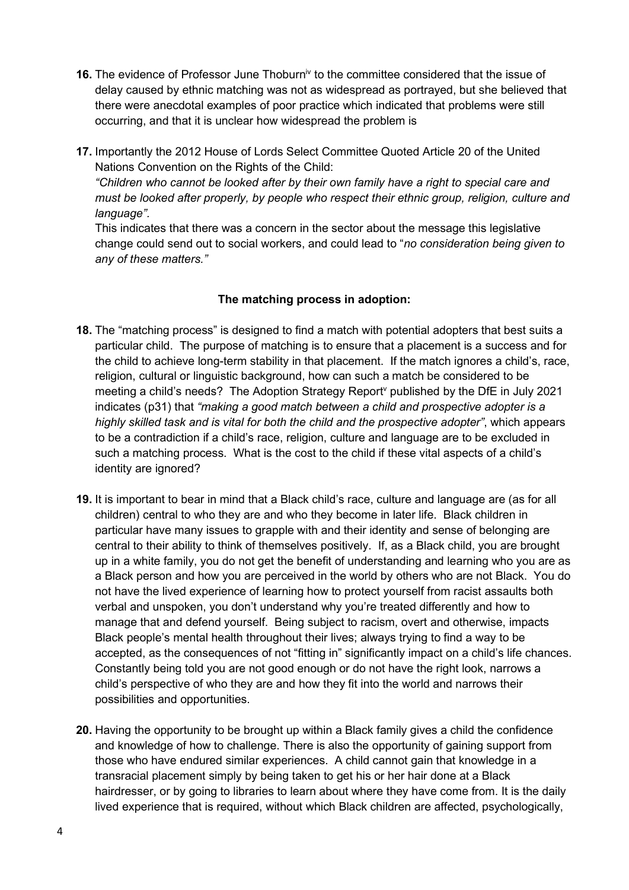16. The evidence of Professor June Thoburn[iv] to the committee considered that the issue of delay caused by ethnic matching was not as widespread as portrayed, but she believed that there were anecdotal examples of poor practice which indicated that problems were still occurring, and that it is unclear how widespread the problem is

17. Importantly the 2012 House of Lords Select Committee Quoted Article 20 of the United Nations Convention on the Rights of the Child:
*"Children who cannot be looked after by their own family have a right to special care and must be looked after properly, by people who respect their ethnic group, religion, culture and language".*
This indicates that there was a concern in the sector about the message this legislative change could send out to social workers, and could lead to "*no consideration being given to any of these matters."*

### The matching process in adoption:

18. The "matching process" is designed to find a match with potential adopters that best suits a particular child. The purpose of matching is to ensure that a placement is a success and for the child to achieve long-term stability in that placement. If the match ignores a child's, race, religion, cultural or linguistic background, how can such a match be considered to be meeting a child's needs? The Adoption Strategy Report[v] published by the DfE in July 2021 indicates (p31) that *"making a good match between a child and prospective adopter is a highly skilled task and is vital for both the child and the prospective adopter"*, which appears to be a contradiction if a child's race, religion, culture and language are to be excluded in such a matching process. What is the cost to the child if these vital aspects of a child's identity are ignored?

19. It is important to bear in mind that a Black child's race, culture and language are (as for all children) central to who they are and who they become in later life. Black children in particular have many issues to grapple with and their identity and sense of belonging are central to their ability to think of themselves positively. If, as a Black child, you are brought up in a white family, you do not get the benefit of understanding and learning who you are as a Black person and how you are perceived in the world by others who are not Black. You do not have the lived experience of learning how to protect yourself from racist assaults both verbal and unspoken, you don't understand why you're treated differently and how to manage that and defend yourself. Being subject to racism, overt and otherwise, impacts Black people's mental health throughout their lives; always trying to find a way to be accepted, as the consequences of not "fitting in" significantly impact on a child's life chances. Constantly being told you are not good enough or do not have the right look, narrows a child's perspective of who they are and how they fit into the world and narrows their possibilities and opportunities.

20. Having the opportunity to be brought up within a Black family gives a child the confidence and knowledge of how to challenge. There is also the opportunity of gaining support from those who have endured similar experiences. A child cannot gain that knowledge in a transracial placement simply by being taken to get his or her hair done at a Black hairdresser, or by going to libraries to learn about where they have come from. It is the daily lived experience that is required, without which Black children are affected, psychologically,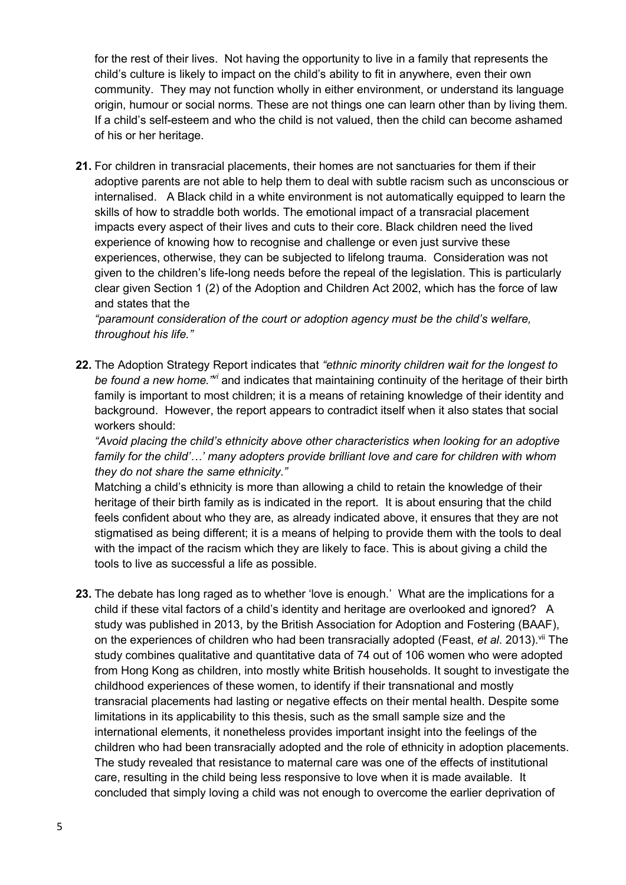for the rest of their lives. Not having the opportunity to live in a family that represents the child's culture is likely to impact on the child's ability to fit in anywhere, even their own community. They may not function wholly in either environment, or understand its language origin, humour or social norms. These are not things one can learn other than by living them. If a child's self-esteem and who the child is not valued, then the child can become ashamed of his or her heritage.

**21.** For children in transracial placements, their homes are not sanctuaries for them if their adoptive parents are not able to help them to deal with subtle racism such as unconscious or internalised. A Black child in a white environment is not automatically equipped to learn the skills of how to straddle both worlds. The emotional impact of a transracial placement impacts every aspect of their lives and cuts to their core. Black children need the lived experience of knowing how to recognise and challenge or even just survive these experiences, otherwise, they can be subjected to lifelong trauma. Consideration was not given to the children's life-long needs before the repeal of the legislation. This is particularly clear given Section 1 (2) of the Adoption and Children Act 2002, which has the force of law and states that the
*"paramount consideration of the court or adoption agency must be the child's welfare, throughout his life."*

**22.** The Adoption Strategy Report indicates that *"ethnic minority children wait for the longest to be found a new home."*[vi] and indicates that maintaining continuity of the heritage of their birth family is important to most children; it is a means of retaining knowledge of their identity and background. However, the report appears to contradict itself when it also states that social workers should:
*"Avoid placing the child's ethnicity above other characteristics when looking for an adoptive family for the child'…' many adopters provide brilliant love and care for children with whom they do not share the same ethnicity."*
Matching a child's ethnicity is more than allowing a child to retain the knowledge of their heritage of their birth family as is indicated in the report. It is about ensuring that the child feels confident about who they are, as already indicated above, it ensures that they are not stigmatised as being different; it is a means of helping to provide them with the tools to deal with the impact of the racism which they are likely to face. This is about giving a child the tools to live as successful a life as possible.

**23.** The debate has long raged as to whether 'love is enough.' What are the implications for a child if these vital factors of a child's identity and heritage are overlooked and ignored? A study was published in 2013, by the British Association for Adoption and Fostering (BAAF), on the experiences of children who had been transracially adopted (Feast, *et al*. 2013).[vii] The study combines qualitative and quantitative data of 74 out of 106 women who were adopted from Hong Kong as children, into mostly white British households. It sought to investigate the childhood experiences of these women, to identify if their transnational and mostly transracial placements had lasting or negative effects on their mental health. Despite some limitations in its applicability to this thesis, such as the small sample size and the international elements, it nonetheless provides important insight into the feelings of the children who had been transracially adopted and the role of ethnicity in adoption placements. The study revealed that resistance to maternal care was one of the effects of institutional care, resulting in the child being less responsive to love when it is made available. It concluded that simply loving a child was not enough to overcome the earlier deprivation of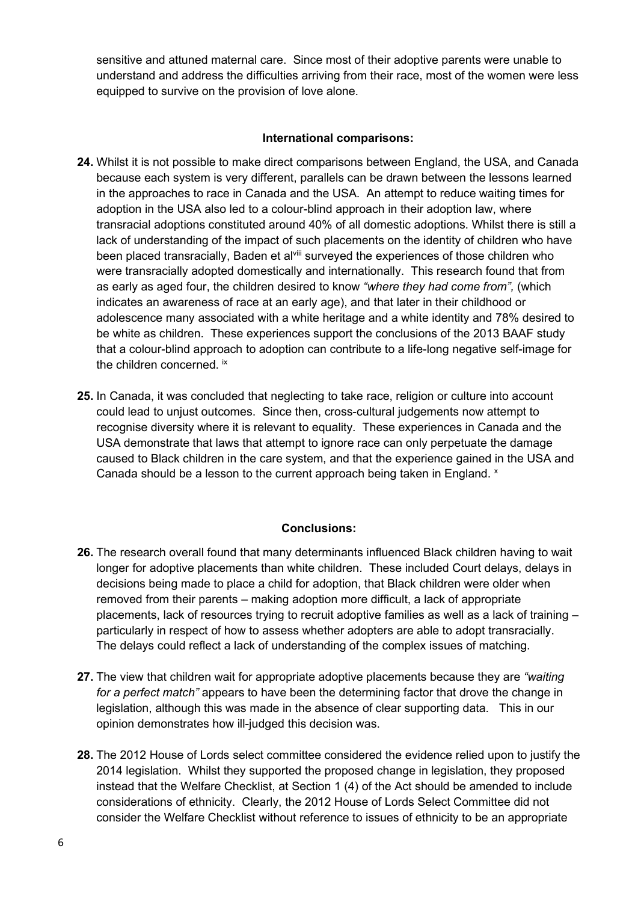sensitive and attuned maternal care. Since most of their adoptive parents were unable to understand and address the difficulties arriving from their race, most of the women were less equipped to survive on the provision of love alone.

### International comparisons:

**24.** Whilst it is not possible to make direct comparisons between England, the USA, and Canada because each system is very different, parallels can be drawn between the lessons learned in the approaches to race in Canada and the USA. An attempt to reduce waiting times for adoption in the USA also led to a colour-blind approach in their adoption law, where transracial adoptions constituted around 40% of all domestic adoptions. Whilst there is still a lack of understanding of the impact of such placements on the identity of children who have been placed transracially, Baden et al[viii] surveyed the experiences of those children who were transracially adopted domestically and internationally. This research found that from as early as aged four, the children desired to know *"where they had come from",* (which indicates an awareness of race at an early age), and that later in their childhood or adolescence many associated with a white heritage and a white identity and 78% desired to be white as children. These experiences support the conclusions of the 2013 BAAF study that a colour-blind approach to adoption can contribute to a life-long negative self-image for the children concerned. [ix]

**25.** In Canada, it was concluded that neglecting to take race, religion or culture into account could lead to unjust outcomes. Since then, cross-cultural judgements now attempt to recognise diversity where it is relevant to equality. These experiences in Canada and the USA demonstrate that laws that attempt to ignore race can only perpetuate the damage caused to Black children in the care system, and that the experience gained in the USA and Canada should be a lesson to the current approach being taken in England. [x]

### Conclusions:

**26.** The research overall found that many determinants influenced Black children having to wait longer for adoptive placements than white children. These included Court delays, delays in decisions being made to place a child for adoption, that Black children were older when removed from their parents – making adoption more difficult, a lack of appropriate placements, lack of resources trying to recruit adoptive families as well as a lack of training – particularly in respect of how to assess whether adopters are able to adopt transracially. The delays could reflect a lack of understanding of the complex issues of matching.

**27.** The view that children wait for appropriate adoptive placements because they are *"waiting for a perfect match"* appears to have been the determining factor that drove the change in legislation, although this was made in the absence of clear supporting data. This in our opinion demonstrates how ill-judged this decision was.

**28.** The 2012 House of Lords select committee considered the evidence relied upon to justify the 2014 legislation. Whilst they supported the proposed change in legislation, they proposed instead that the Welfare Checklist, at Section 1 (4) of the Act should be amended to include considerations of ethnicity. Clearly, the 2012 House of Lords Select Committee did not consider the Welfare Checklist without reference to issues of ethnicity to be an appropriate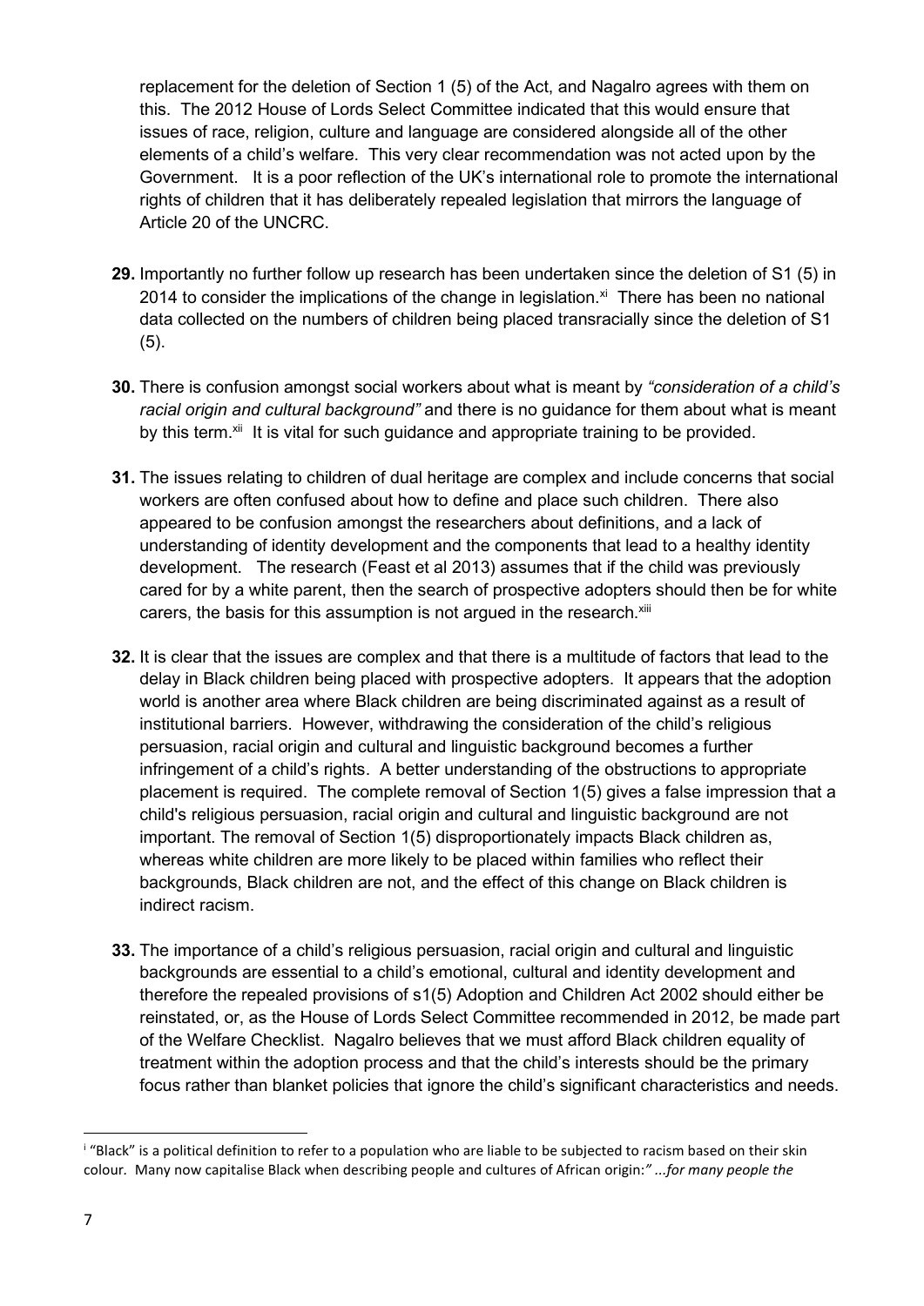replacement for the deletion of Section 1 (5) of the Act, and Nagalro agrees with them on this. The 2012 House of Lords Select Committee indicated that this would ensure that issues of race, religion, culture and language are considered alongside all of the other elements of a child's welfare. This very clear recommendation was not acted upon by the Government. It is a poor reflection of the UK's international role to promote the international rights of children that it has deliberately repealed legislation that mirrors the language of Article 20 of the UNCRC.

**29.** Importantly no further follow up research has been undertaken since the deletion of S1 (5) in 2014 to consider the implications of the change in legislation.[xi] There has been no national data collected on the numbers of children being placed transracially since the deletion of S1 (5).

**30.** There is confusion amongst social workers about what is meant by *"consideration of a child's racial origin and cultural background"* and there is no guidance for them about what is meant by this term.[xii] It is vital for such guidance and appropriate training to be provided.

**31.** The issues relating to children of dual heritage are complex and include concerns that social workers are often confused about how to define and place such children. There also appeared to be confusion amongst the researchers about definitions, and a lack of understanding of identity development and the components that lead to a healthy identity development. The research (Feast et al 2013) assumes that if the child was previously cared for by a white parent, then the search of prospective adopters should then be for white carers, the basis for this assumption is not argued in the research.[xiii]

**32.** It is clear that the issues are complex and that there is a multitude of factors that lead to the delay in Black children being placed with prospective adopters. It appears that the adoption world is another area where Black children are being discriminated against as a result of institutional barriers. However, withdrawing the consideration of the child's religious persuasion, racial origin and cultural and linguistic background becomes a further infringement of a child's rights. A better understanding of the obstructions to appropriate placement is required. The complete removal of Section 1(5) gives a false impression that a child's religious persuasion, racial origin and cultural and linguistic background are not important. The removal of Section 1(5) disproportionately impacts Black children as, whereas white children are more likely to be placed within families who reflect their backgrounds, Black children are not, and the effect of this change on Black children is indirect racism.

**33.** The importance of a child's religious persuasion, racial origin and cultural and linguistic backgrounds are essential to a child's emotional, cultural and identity development and therefore the repealed provisions of s1(5) Adoption and Children Act 2002 should either be reinstated, or, as the House of Lords Select Committee recommended in 2012, be made part of the Welfare Checklist. Nagalro believes that we must afford Black children equality of treatment within the adoption process and that the child's interests should be the primary focus rather than blanket policies that ignore the child's significant characteristics and needs.

---

[i] "Black" is a political definition to refer to a population who are liable to be subjected to racism based on their skin colour. Many now capitalise Black when describing people and cultures of African origin:*" ...for many people the*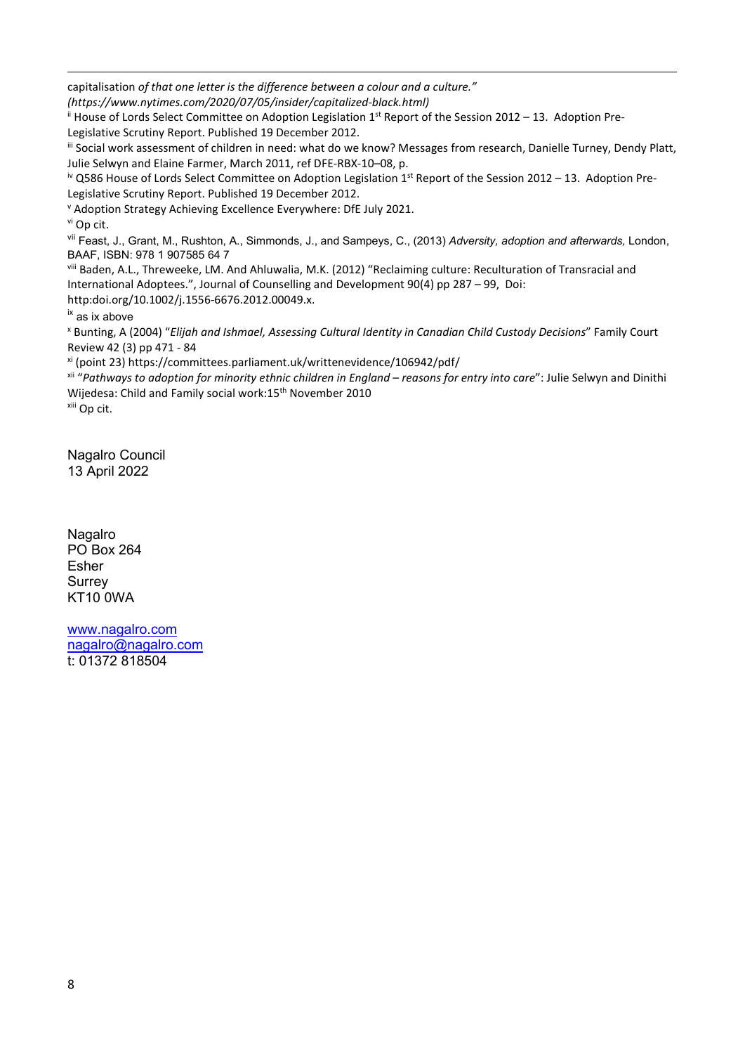capitalisation *of that one letter is the difference between a colour and a culture." (https://www.nytimes.com/2020/07/05/insider/capitalized-black.html)*

[ii] House of Lords Select Committee on Adoption Legislation 1st Report of the Session 2012 – 13. Adoption Pre-Legislative Scrutiny Report. Published 19 December 2012.

[iii] Social work assessment of children in need: what do we know? Messages from research, Danielle Turney, Dendy Platt, Julie Selwyn and Elaine Farmer, March 2011, ref DFE-RBX-10–08, p.

[iv] Q586 House of Lords Select Committee on Adoption Legislation 1st Report of the Session 2012 – 13. Adoption Pre-Legislative Scrutiny Report. Published 19 December 2012.

[v] Adoption Strategy Achieving Excellence Everywhere: DfE July 2021.

[vi] Op cit.

[vii] Feast, J., Grant, M., Rushton, A., Simmonds, J., and Sampeys, C., (2013) *Adversity, adoption and afterwards*, London, BAAF, ISBN: 978 1 907585 64 7

[viii] Baden, A.L., Threweeke, LM. And Ahluwalia, M.K. (2012) "Reclaiming culture: Reculturation of Transracial and International Adoptees.", Journal of Counselling and Development 90(4) pp 287 – 99, Doi: http:doi.org/10.1002/j.1556-6676.2012.00049.x.

[ix] as ix above

[x] Bunting, A (2004) "*Elijah and Ishmael, Assessing Cultural Identity in Canadian Child Custody Decisions*" Family Court Review 42 (3) pp 471 - 84

[xi] (point 23) https://committees.parliament.uk/writtenevidence/106942/pdf/

[xii] "*Pathways to adoption for minority ethnic children in England – reasons for entry into care*": Julie Selwyn and Dinithi Wijedesa: Child and Family social work:15th November 2010

[xiii] Op cit.

Nagalro Council
13 April 2022

Nagalro
PO Box 264
Esher
Surrey
KT10 0WA

www.nagalro.com
nagalro@nagalro.com
t: 01372 818504